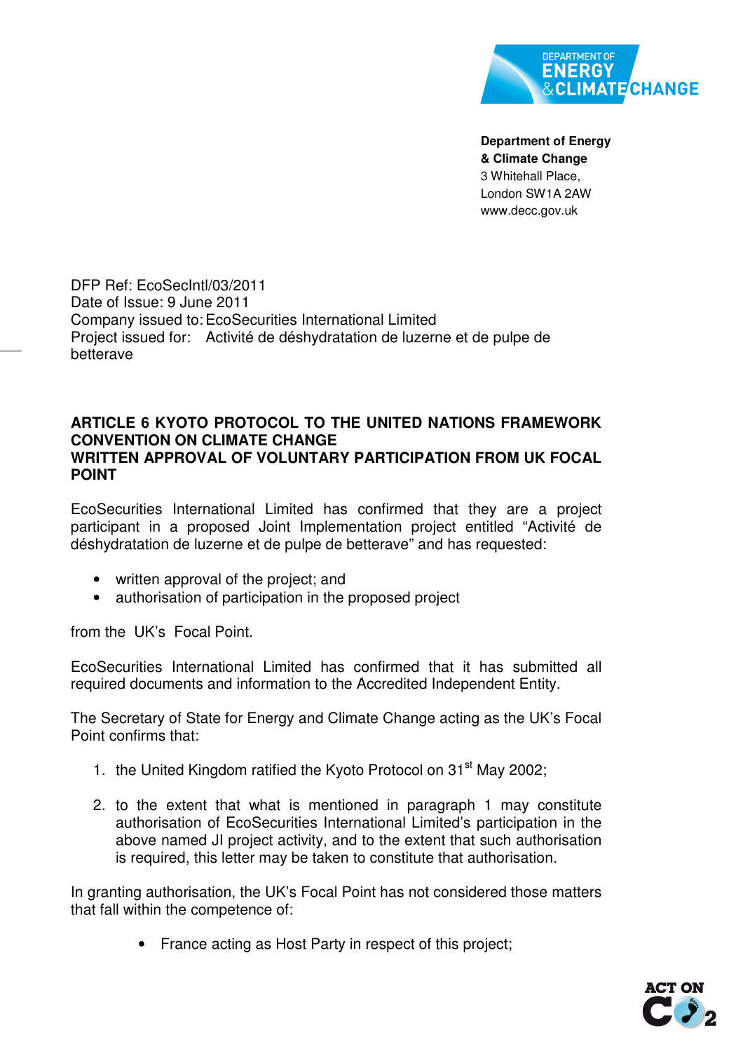**Department of Energy & Climate Change**
3 Whitehall Place,
London SW1A 2AW
www.decc.gov.uk

DFP Ref: EcoSecIntl/03/2011
Date of Issue: 9 June 2011
Company issued to: EcoSecurities International Limited
Project issued for: Activité de déshydratation de luzerne et de pulpe de betterave

**ARTICLE 6 KYOTO PROTOCOL TO THE UNITED NATIONS FRAMEWORK CONVENTION ON CLIMATE CHANGE**
**WRITTEN APPROVAL OF VOLUNTARY PARTICIPATION FROM UK FOCAL POINT**

EcoSecurities International Limited has confirmed that they are a project participant in a proposed Joint Implementation project entitled "Activité de déshydratation de luzerne et de pulpe de betterave" and has requested:

- written approval of the project; and
- authorisation of participation in the proposed project

from the UK's Focal Point.

EcoSecurities International Limited has confirmed that it has submitted all required documents and information to the Accredited Independent Entity.

The Secretary of State for Energy and Climate Change acting as the UK's Focal Point confirms that:

1. the United Kingdom ratified the Kyoto Protocol on 31st May 2002;

2. to the extent that what is mentioned in paragraph 1 may constitute authorisation of EcoSecurities International Limited's participation in the above named JI project activity, and to the extent that such authorisation is required, this letter may be taken to constitute that authorisation.

In granting authorisation, the UK's Focal Point has not considered those matters that fall within the competence of:

- France acting as Host Party in respect of this project;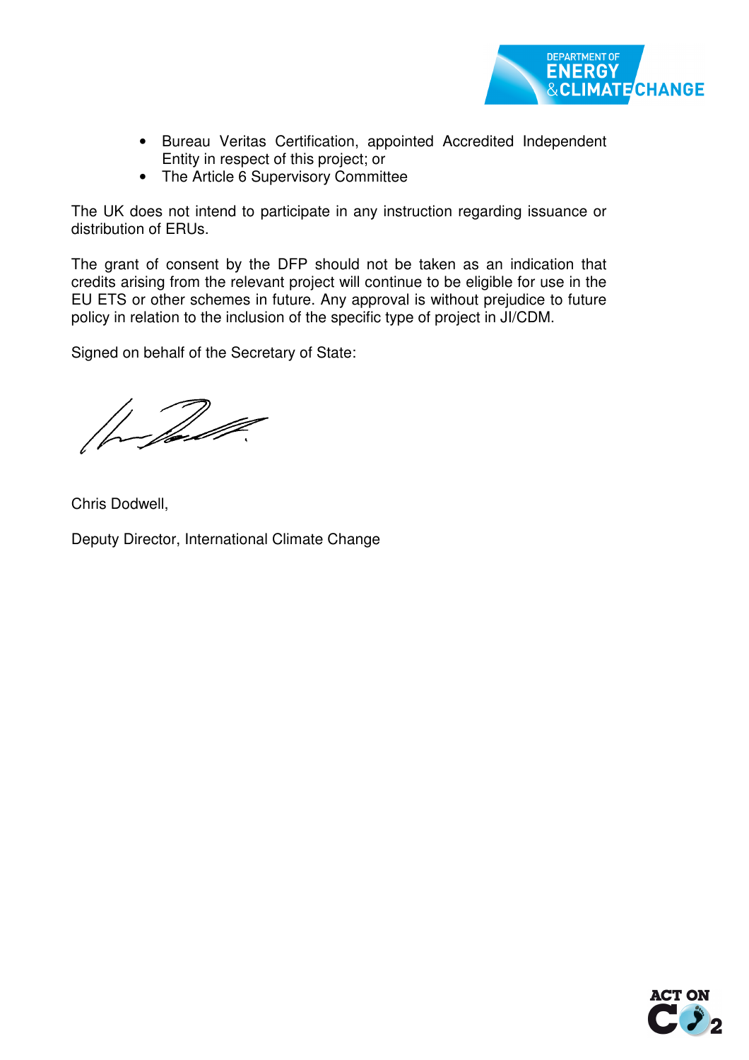- Bureau Veritas Certification, appointed Accredited Independent Entity in respect of this project; or
- The Article 6 Supervisory Committee

The UK does not intend to participate in any instruction regarding issuance or distribution of ERUs.

The grant of consent by the DFP should not be taken as an indication that credits arising from the relevant project will continue to be eligible for use in the EU ETS or other schemes in future. Any approval is without prejudice to future policy in relation to the inclusion of the specific type of project in JI/CDM.

Signed on behalf of the Secretary of State:

Chris Dodwell,

Deputy Director, International Climate Change